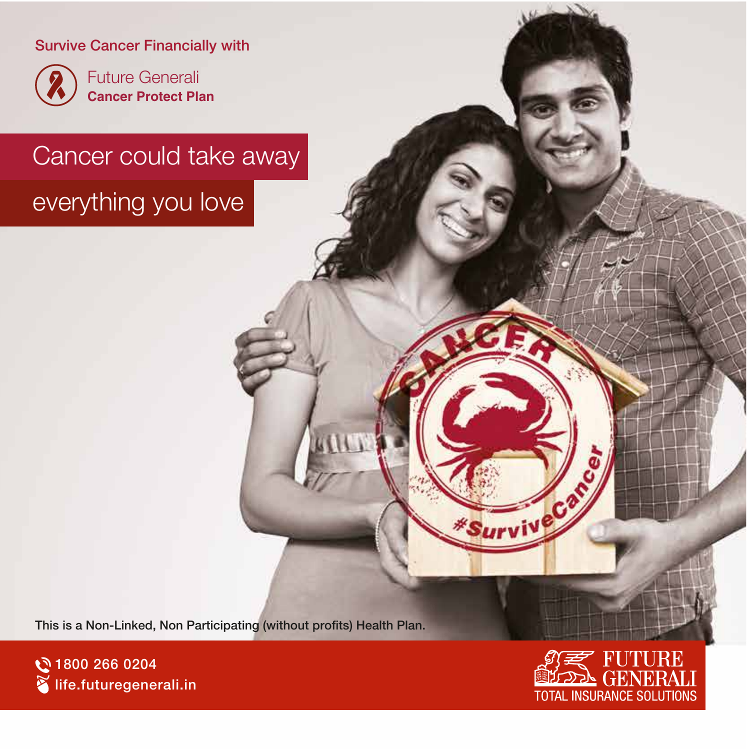Survive Cancer Financially with

Future Generali
**Cancer Protect Plan**

# Cancer could take away everything you love

This is a Non-Linked, Non Participating (without profits) Health Plan.

1800 266 0204
life.futuregenerali.in

FUTURE GENERALI
TOTAL INSURANCE SOLUTIONS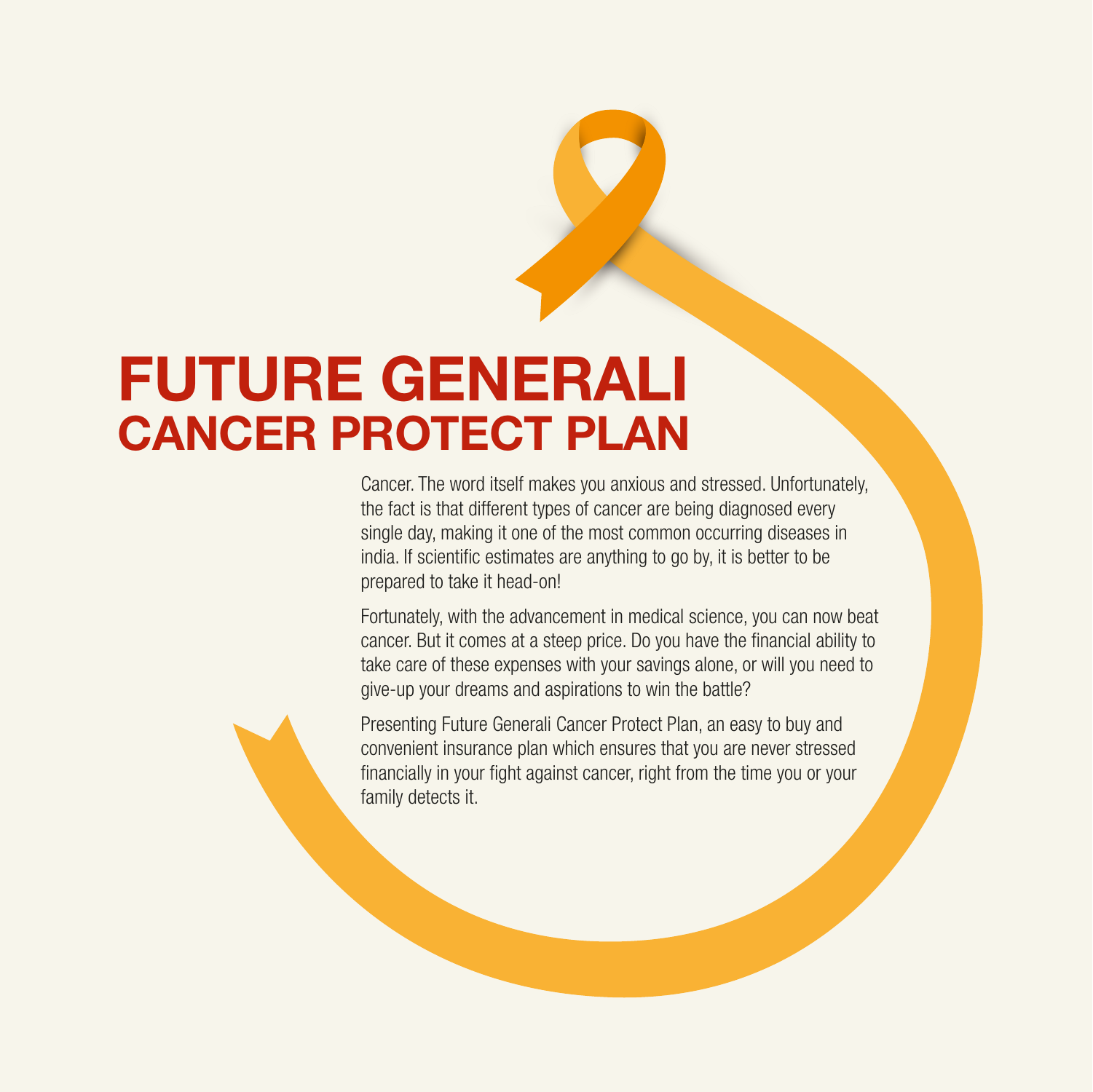# FUTURE GENERALI
## CANCER PROTECT PLAN

Cancer. The word itself makes you anxious and stressed. Unfortunately, the fact is that different types of cancer are being diagnosed every single day, making it one of the most common occurring diseases in india. If scientific estimates are anything to go by, it is better to be prepared to take it head-on!

Fortunately, with the advancement in medical science, you can now beat cancer. But it comes at a steep price. Do you have the financial ability to take care of these expenses with your savings alone, or will you need to give-up your dreams and aspirations to win the battle?

Presenting Future Generali Cancer Protect Plan, an easy to buy and convenient insurance plan which ensures that you are never stressed financially in your fight against cancer, right from the time you or your family detects it.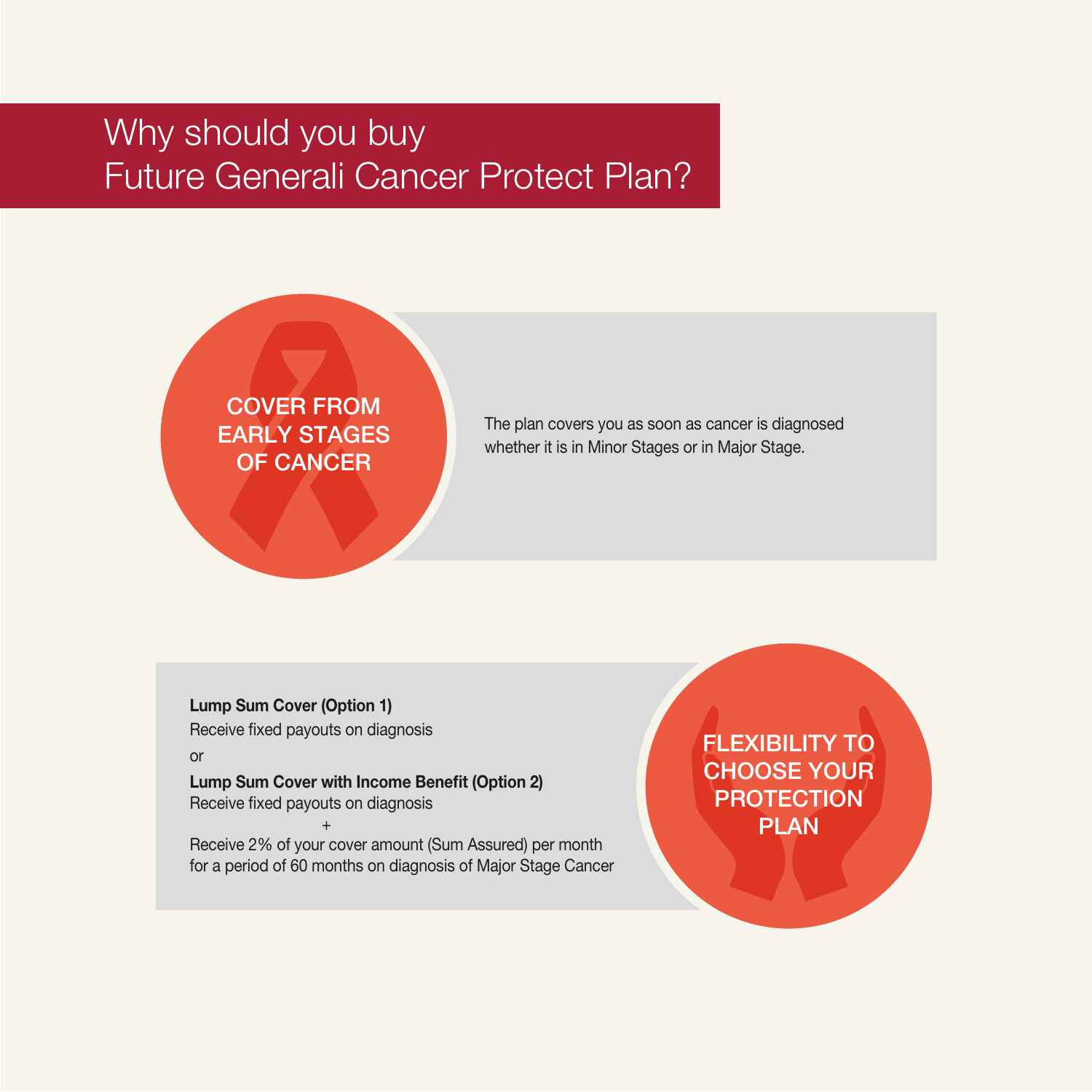# Why should you buy Future Generali Cancer Protect Plan?

## COVER FROM EARLY STAGES OF CANCER

The plan covers you as soon as cancer is diagnosed whether it is in Minor Stages or in Major Stage.

## FLEXIBILITY TO CHOOSE YOUR PROTECTION PLAN

**Lump Sum Cover (Option 1)**

Receive fixed payouts on diagnosis

or

**Lump Sum Cover with Income Benefit (Option 2)**

Receive fixed payouts on diagnosis

+

Receive 2% of your cover amount (Sum Assured) per month for a period of 60 months on diagnosis of Major Stage Cancer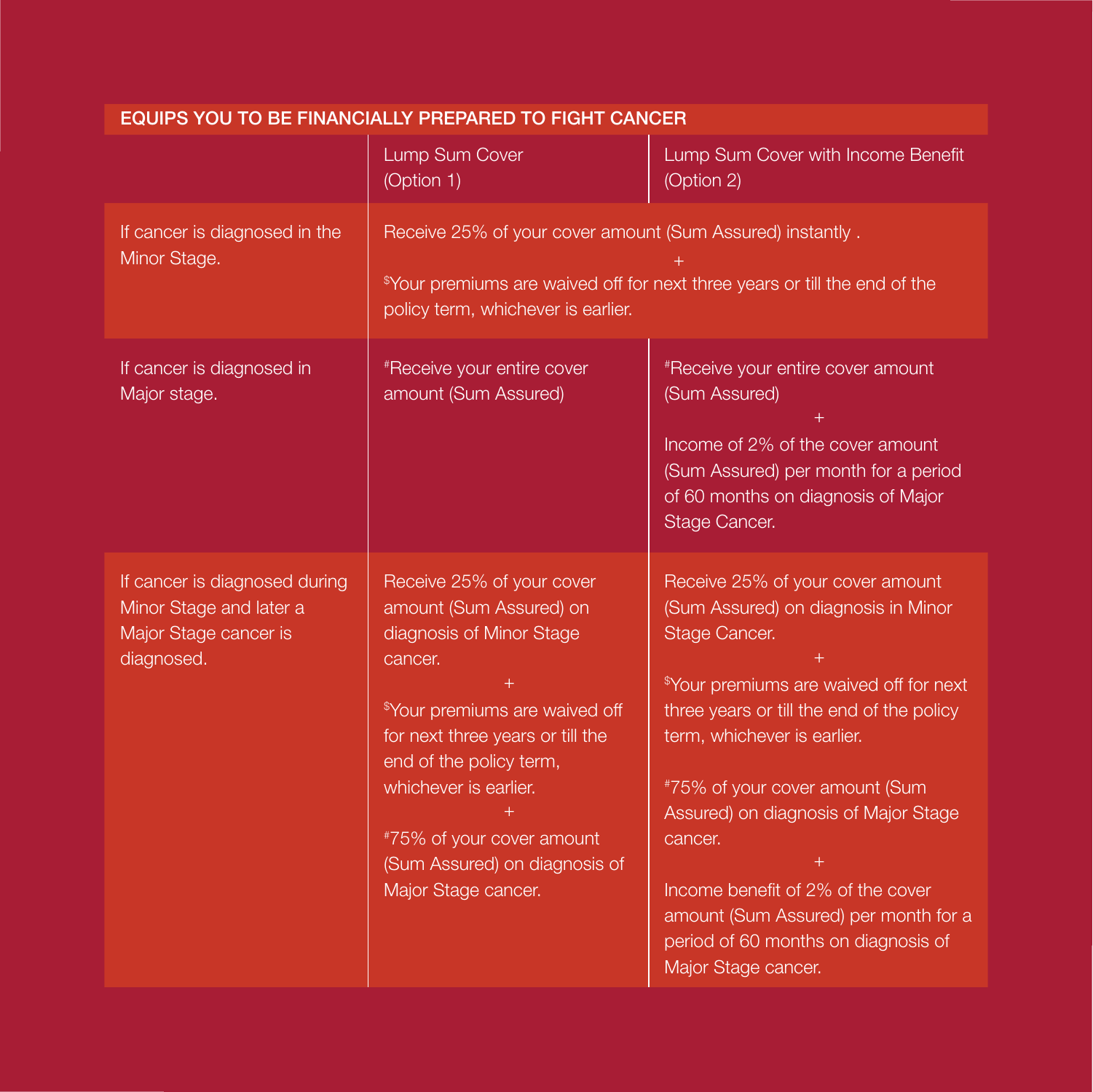## EQUIPS YOU TO BE FINANCIALLY PREPARED TO FIGHT CANCER

| | Lump Sum Cover (Option 1) | Lump Sum Cover with Income Benefit (Option 2) |
|---|---|---|
| If cancer is diagnosed in the Minor Stage. | Receive 25% of your cover amount (Sum Assured) instantly . + [$]Your premiums are waived off for next three years or till the end of the policy term, whichever is earlier. | |
| If cancer is diagnosed in Major stage. | [#]Receive your entire cover amount (Sum Assured) | [#]Receive your entire cover amount (Sum Assured) + Income of 2% of the cover amount (Sum Assured) per month for a period of 60 months on diagnosis of Major Stage Cancer. |
| If cancer is diagnosed during Minor Stage and later a Major Stage cancer is diagnosed. | Receive 25% of your cover amount (Sum Assured) on diagnosis of Minor Stage cancer. + [$]Your premiums are waived off for next three years or till the end of the policy term, whichever is earlier. + [#]75% of your cover amount (Sum Assured) on diagnosis of Major Stage cancer. | Receive 25% of your cover amount (Sum Assured) on diagnosis in Minor Stage Cancer. + [$]Your premiums are waived off for next three years or till the end of the policy term, whichever is earlier. [#]75% of your cover amount (Sum Assured) on diagnosis of Major Stage cancer. + Income benefit of 2% of the cover amount (Sum Assured) per month for a period of 60 months on diagnosis of Major Stage cancer. |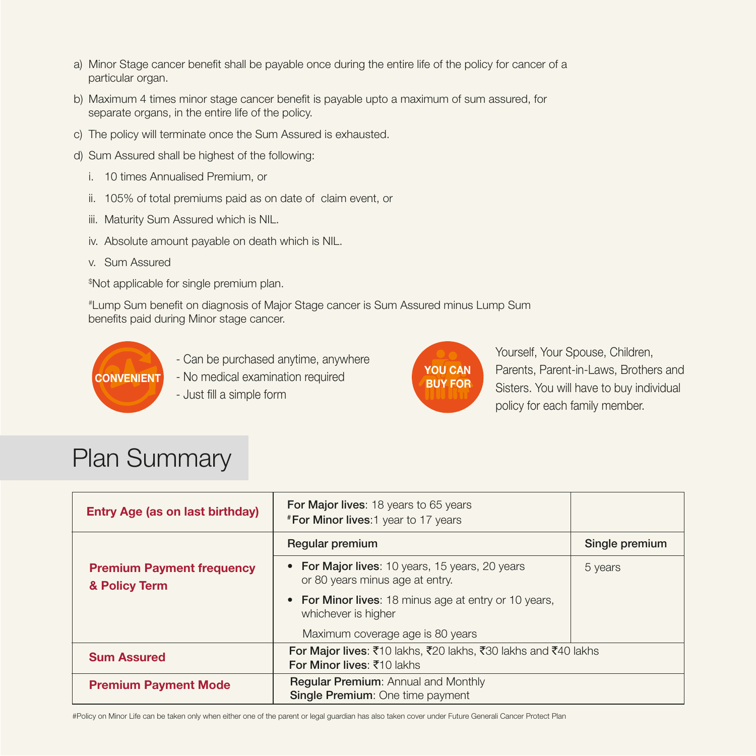a) Minor Stage cancer benefit shall be payable once during the entire life of the policy for cancer of a particular organ.

b) Maximum 4 times minor stage cancer benefit is payable upto a maximum of sum assured, for separate organs, in the entire life of the policy.

c) The policy will terminate once the Sum Assured is exhausted.

d) Sum Assured shall be highest of the following:

   i. 10 times Annualised Premium, or

   ii. 105% of total premiums paid as on date of claim event, or

   iii. Maturity Sum Assured which is NIL.

   iv. Absolute amount payable on death which is NIL.

   v. Sum Assured

$Not applicable for single premium plan.

#Lump Sum benefit on diagnosis of Major Stage cancer is Sum Assured minus Lump Sum benefits paid during Minor stage cancer.

**CONVENIENT**

- Can be purchased anytime, anywhere
- No medical examination required
- Just fill a simple form

**YOU CAN BUY FOR**

Yourself, Your Spouse, Children, Parents, Parent-in-Laws, Brothers and Sisters. You will have to buy individual policy for each family member.

# Plan Summary

| **Entry Age (as on last birthday)** | **For Major lives**: 18 years to 65 years<br>#**For Minor lives**:1 year to 17 years | |
|---|---|---|
| **Premium Payment frequency & Policy Term** | **Regular premium** | **Single premium** |
| | • **For Major lives**: 10 years, 15 years, 20 years or 80 years minus age at entry.<br>• **For Minor lives**: 18 minus age at entry or 10 years, whichever is higher<br>Maximum coverage age is 80 years | 5 years |
| **Sum Assured** | **For Major lives**: ₹10 lakhs, ₹20 lakhs, ₹30 lakhs and ₹40 lakhs<br>**For Minor lives**: ₹10 lakhs | |
| **Premium Payment Mode** | **Regular Premium**: Annual and Monthly<br>**Single Premium**: One time payment | |

#Policy on Minor Life can be taken only when either one of the parent or legal guardian has also taken cover under Future Generali Cancer Protect Plan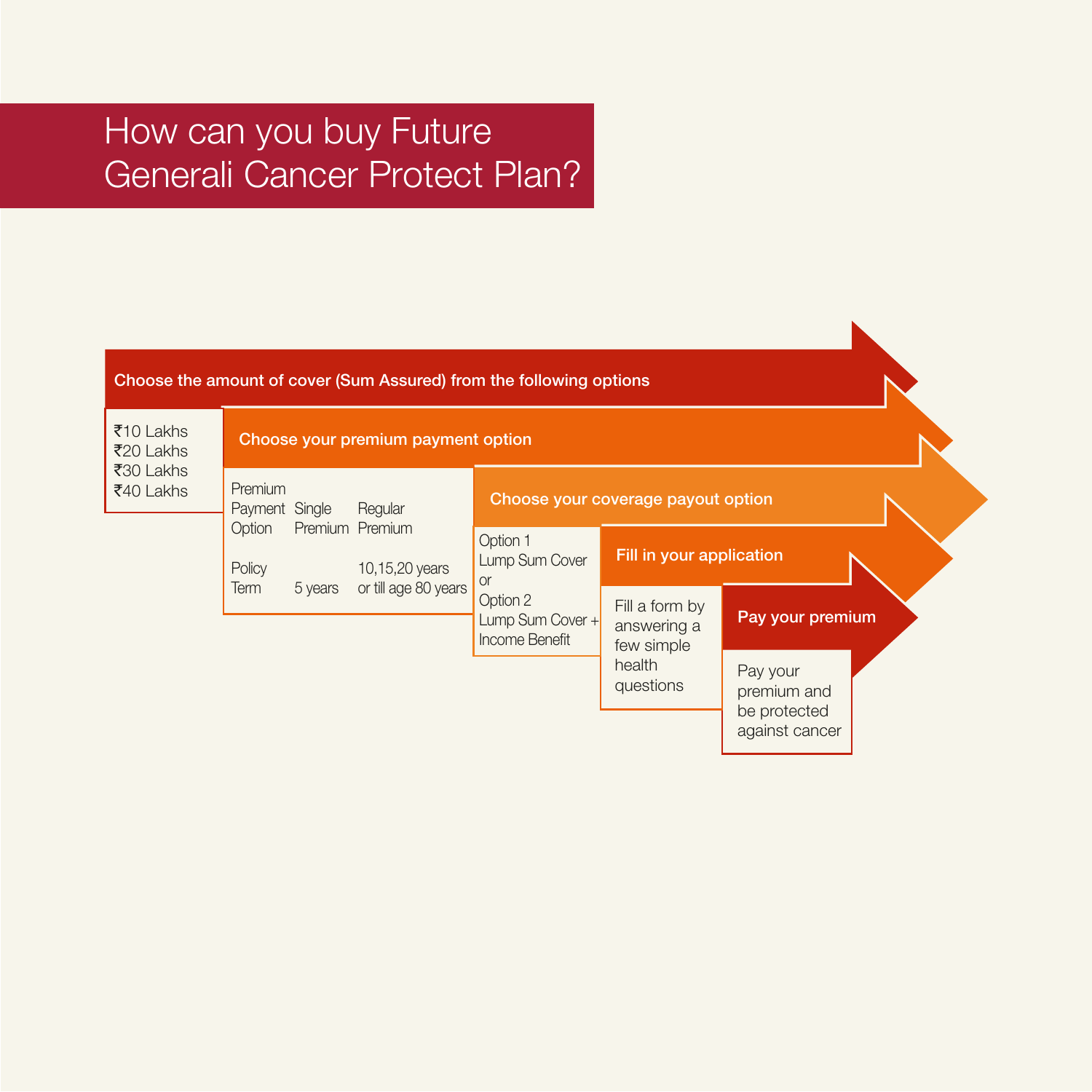# How can you buy Future Generali Cancer Protect Plan?

**Choose the amount of cover (Sum Assured) from the following options**

₹10 Lakhs
₹20 Lakhs
₹30 Lakhs
₹40 Lakhs

**Choose your premium payment option**

| Premium Payment Option | Single Premium | Regular Premium |
| --- | --- | --- |
| Policy Term | 5 years | 10,15,20 years or till age 80 years |

**Choose your coverage payout option**

Option 1
Lump Sum Cover
or
Option 2
Lump Sum Cover + Income Benefit

**Fill in your application**

Fill a form by answering a few simple health questions

**Pay your premium**

Pay your premium and be protected against cancer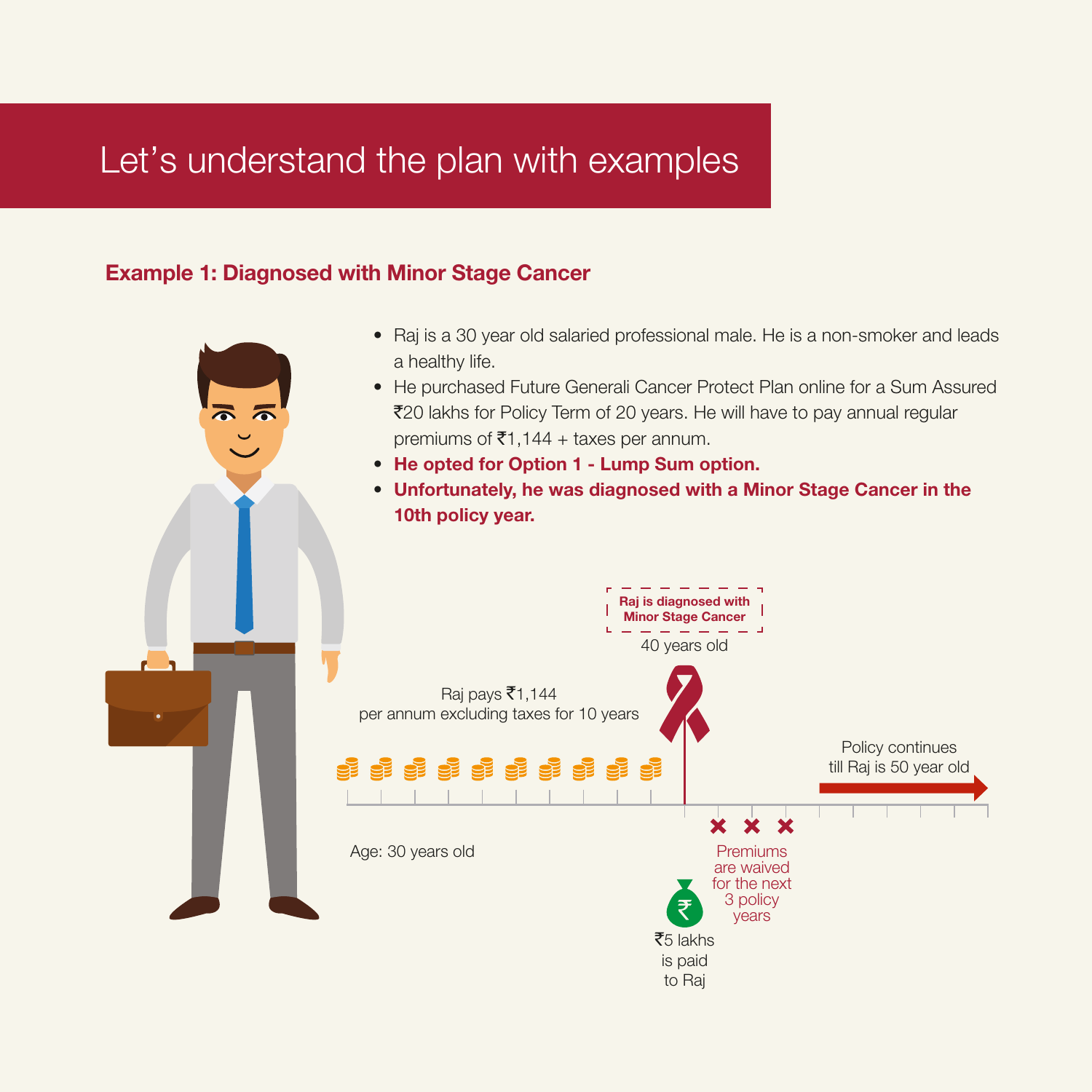# Let's understand the plan with examples

### Example 1: Diagnosed with Minor Stage Cancer

- Raj is a 30 year old salaried professional male. He is a non-smoker and leads a healthy life.
- He purchased Future Generali Cancer Protect Plan online for a Sum Assured ₹20 lakhs for Policy Term of 20 years. He will have to pay annual regular premiums of ₹1,144 + taxes per annum.
- **He opted for Option 1 - Lump Sum option.**
- **Unfortunately, he was diagnosed with a Minor Stage Cancer in the 10th policy year.**

**Raj is diagnosed with Minor Stage Cancer**

40 years old

Raj pays ₹1,144 per annum excluding taxes for 10 years

Policy continues till Raj is 50 year old

Age: 30 years old

Premiums are waived for the next 3 policy years

₹5 lakhs is paid to Raj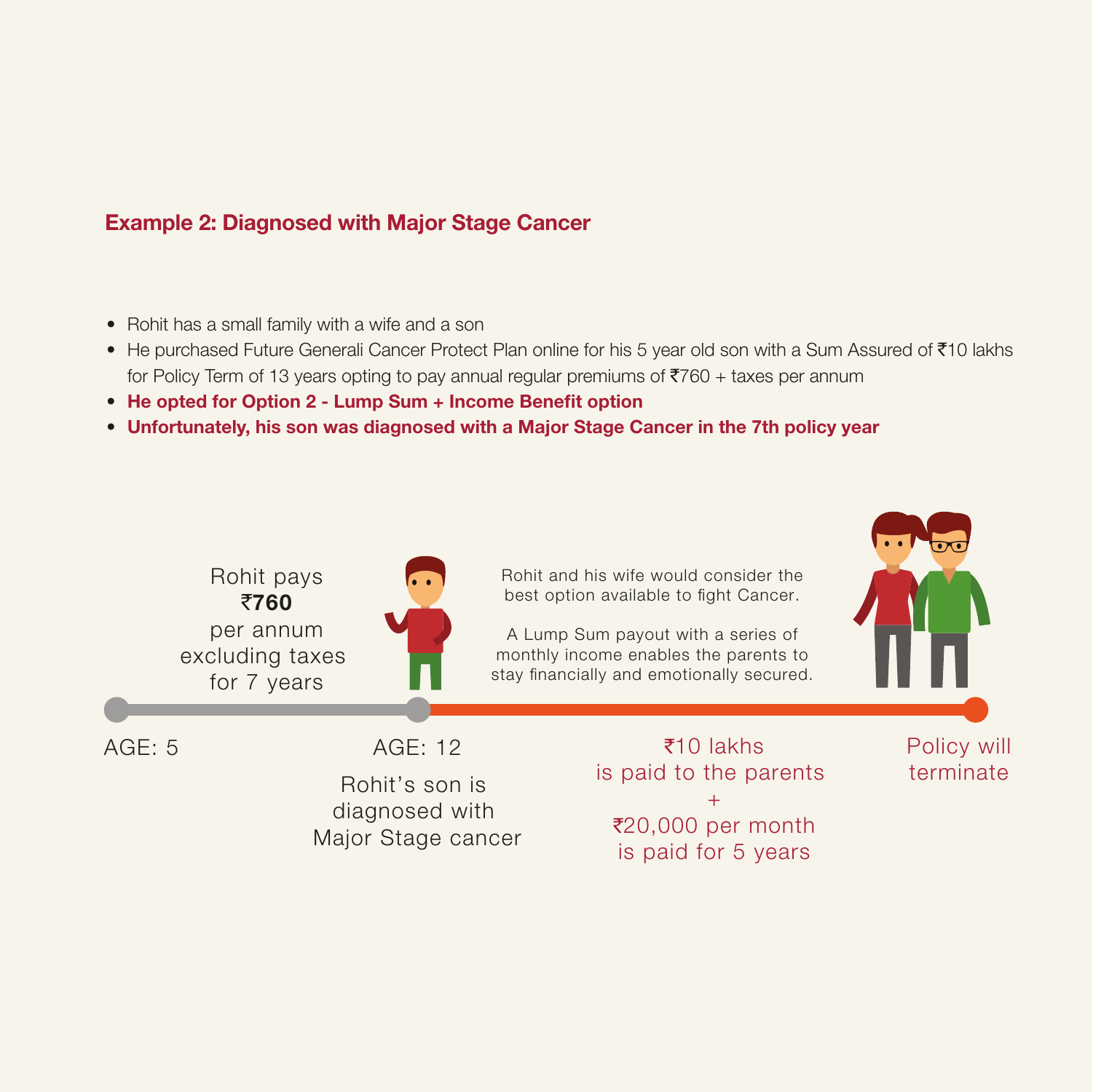## Example 2: Diagnosed with Major Stage Cancer

- Rohit has a small family with a wife and a son
- He purchased Future Generali Cancer Protect Plan online for his 5 year old son with a Sum Assured of ₹10 lakhs for Policy Term of 13 years opting to pay annual regular premiums of ₹760 + taxes per annum
- **He opted for Option 2 - Lump Sum + Income Benefit option**
- **Unfortunately, his son was diagnosed with a Major Stage Cancer in the 7th policy year**

Rohit pays **₹760** per annum excluding taxes for 7 years

Rohit and his wife would consider the best option available to fight Cancer.

A Lump Sum payout with a series of monthly income enables the parents to stay financially and emotionally secured.

AGE: 5

AGE: 12

Rohit's son is diagnosed with Major Stage cancer

₹10 lakhs is paid to the parents + ₹20,000 per month is paid for 5 years

Policy will terminate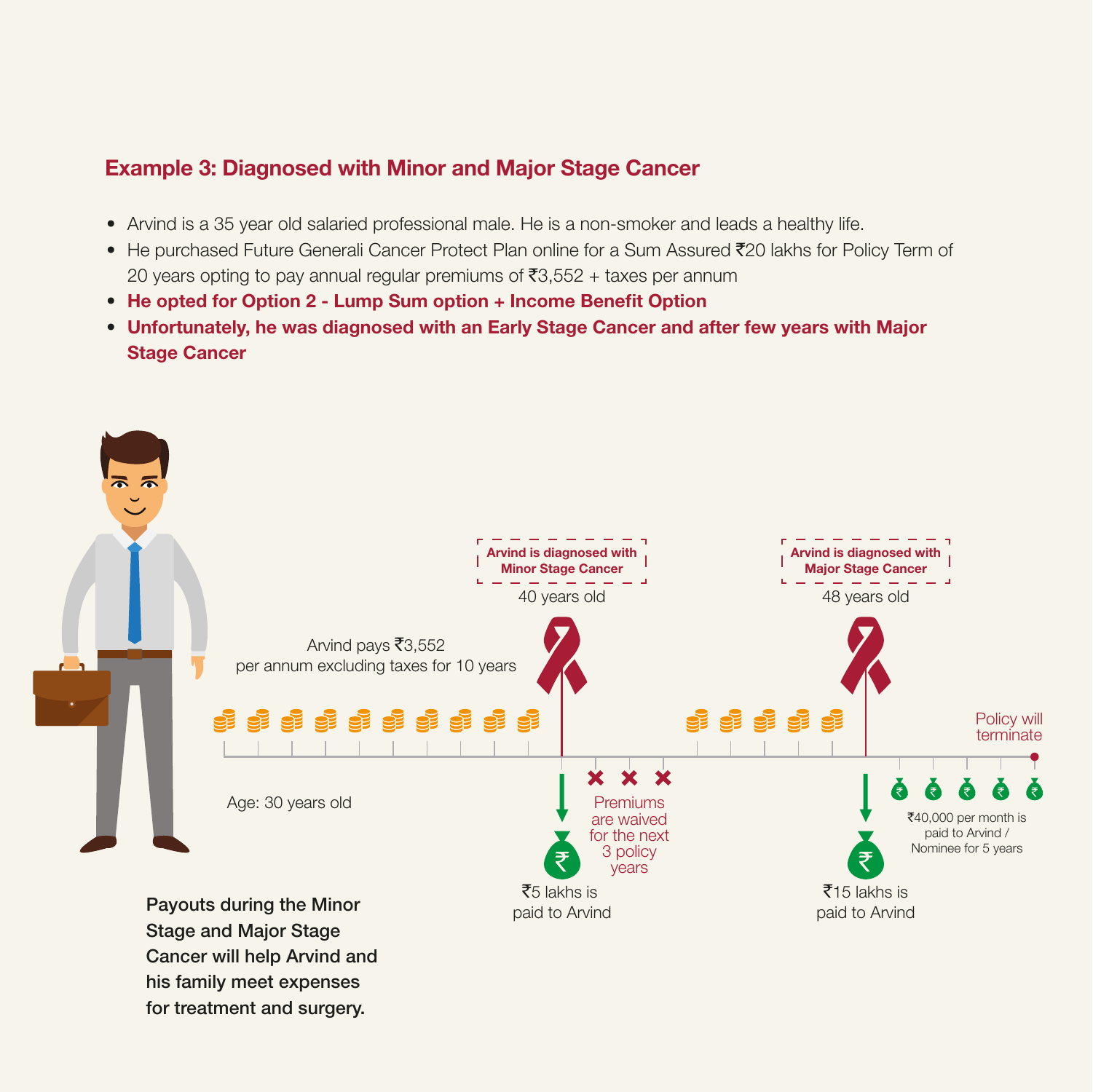## Example 3: Diagnosed with Minor and Major Stage Cancer

- Arvind is a 35 year old salaried professional male. He is a non-smoker and leads a healthy life.
- He purchased Future Generali Cancer Protect Plan online for a Sum Assured ₹20 lakhs for Policy Term of 20 years opting to pay annual regular premiums of ₹3,552 + taxes per annum
- **He opted for Option 2 - Lump Sum option + Income Benefit Option**
- **Unfortunately, he was diagnosed with an Early Stage Cancer and after few years with Major Stage Cancer**

Arvind pays ₹3,552 per annum excluding taxes for 10 years

Age: 30 years old

**Arvind is diagnosed with Minor Stage Cancer**

40 years old

₹5 lakhs is paid to Arvind

Premiums are waived for the next 3 policy years

**Arvind is diagnosed with Major Stage Cancer**

48 years old

₹15 lakhs is paid to Arvind

₹40,000 per month is paid to Arvind / Nominee for 5 years

Policy will terminate

**Payouts during the Minor Stage and Major Stage Cancer will help Arvind and his family meet expenses for treatment and surgery.**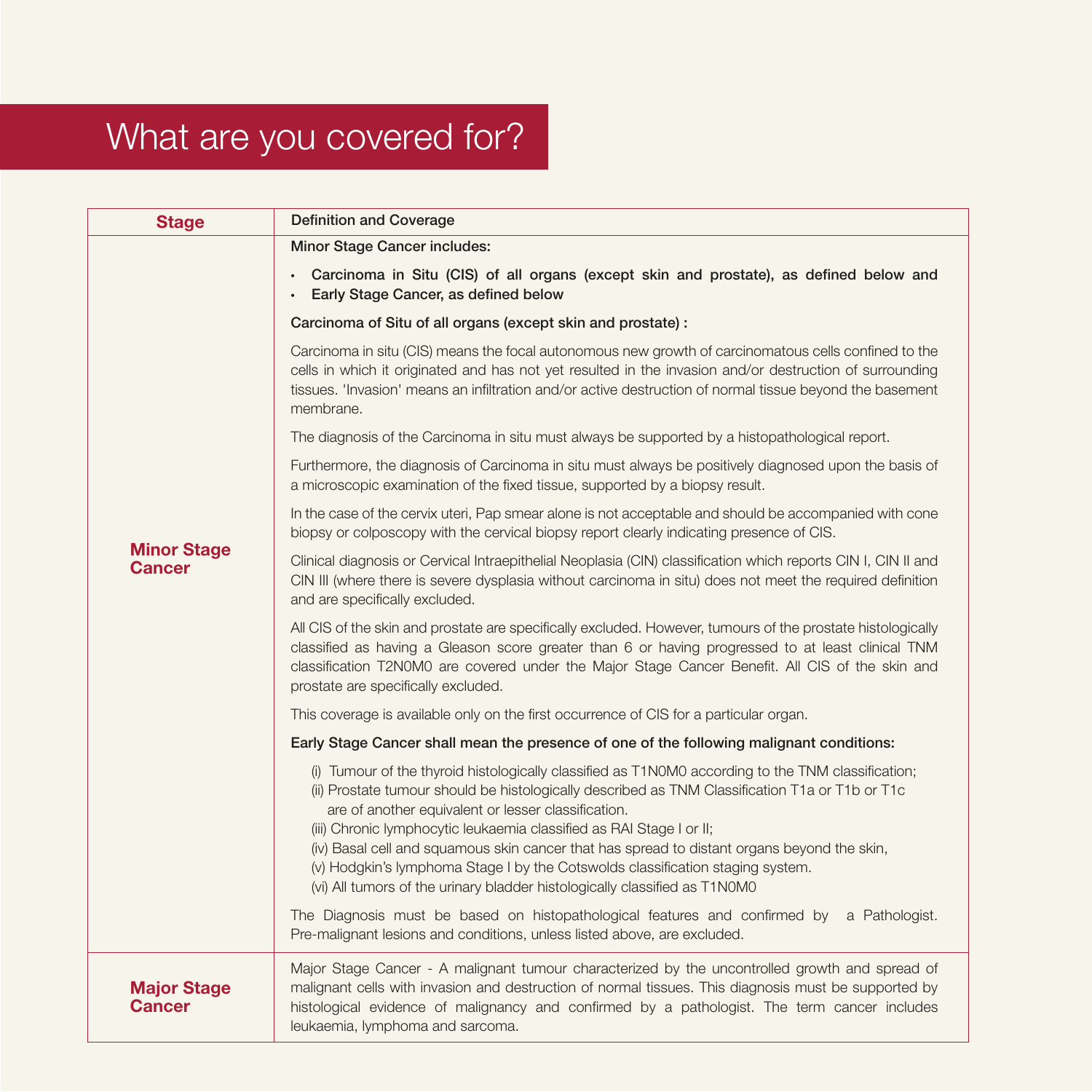# What are you covered for?

| Stage | Definition and Coverage |
|---|---|
| **Minor Stage Cancer** | **Minor Stage Cancer includes:**<br>• **Carcinoma in Situ (CIS) of all organs (except skin and prostate), as defined below and**<br>• **Early Stage Cancer, as defined below**<br><br>**Carcinoma of Situ of all organs (except skin and prostate) :**<br><br>Carcinoma in situ (CIS) means the focal autonomous new growth of carcinomatous cells confined to the cells in which it originated and has not yet resulted in the invasion and/or destruction of surrounding tissues. 'Invasion' means an infiltration and/or active destruction of normal tissue beyond the basement membrane.<br><br>The diagnosis of the Carcinoma in situ must always be supported by a histopathological report.<br><br>Furthermore, the diagnosis of Carcinoma in situ must always be positively diagnosed upon the basis of a microscopic examination of the fixed tissue, supported by a biopsy result.<br><br>In the case of the cervix uteri, Pap smear alone is not acceptable and should be accompanied with cone biopsy or colposcopy with the cervical biopsy report clearly indicating presence of CIS.<br><br>Clinical diagnosis or Cervical Intraepithelial Neoplasia (CIN) classification which reports CIN I, CIN II and CIN III (where there is severe dysplasia without carcinoma in situ) does not meet the required definition and are specifically excluded.<br><br>All CIS of the skin and prostate are specifically excluded. However, tumours of the prostate histologically classified as having a Gleason score greater than 6 or having progressed to at least clinical TNM classification T2N0M0 are covered under the Major Stage Cancer Benefit. All CIS of the skin and prostate are specifically excluded.<br><br>This coverage is available only on the first occurrence of CIS for a particular organ.<br><br>**Early Stage Cancer shall mean the presence of one of the following malignant conditions:**<br><br>(i) Tumour of the thyroid histologically classified as T1N0M0 according to the TNM classification;<br>(ii) Prostate tumour should be histologically described as TNM Classification T1a or T1b or T1c are of another equivalent or lesser classification.<br>(iii) Chronic lymphocytic leukaemia classified as RAI Stage I or II;<br>(iv) Basal cell and squamous skin cancer that has spread to distant organs beyond the skin,<br>(v) Hodgkin's lymphoma Stage I by the Cotswolds classification staging system.<br>(vi) All tumors of the urinary bladder histologically classified as T1N0M0<br><br>The Diagnosis must be based on histopathological features and confirmed by a Pathologist. Pre-malignant lesions and conditions, unless listed above, are excluded. |
| **Major Stage Cancer** | Major Stage Cancer - A malignant tumour characterized by the uncontrolled growth and spread of malignant cells with invasion and destruction of normal tissues. This diagnosis must be supported by histological evidence of malignancy and confirmed by a pathologist. The term cancer includes leukaemia, lymphoma and sarcoma. |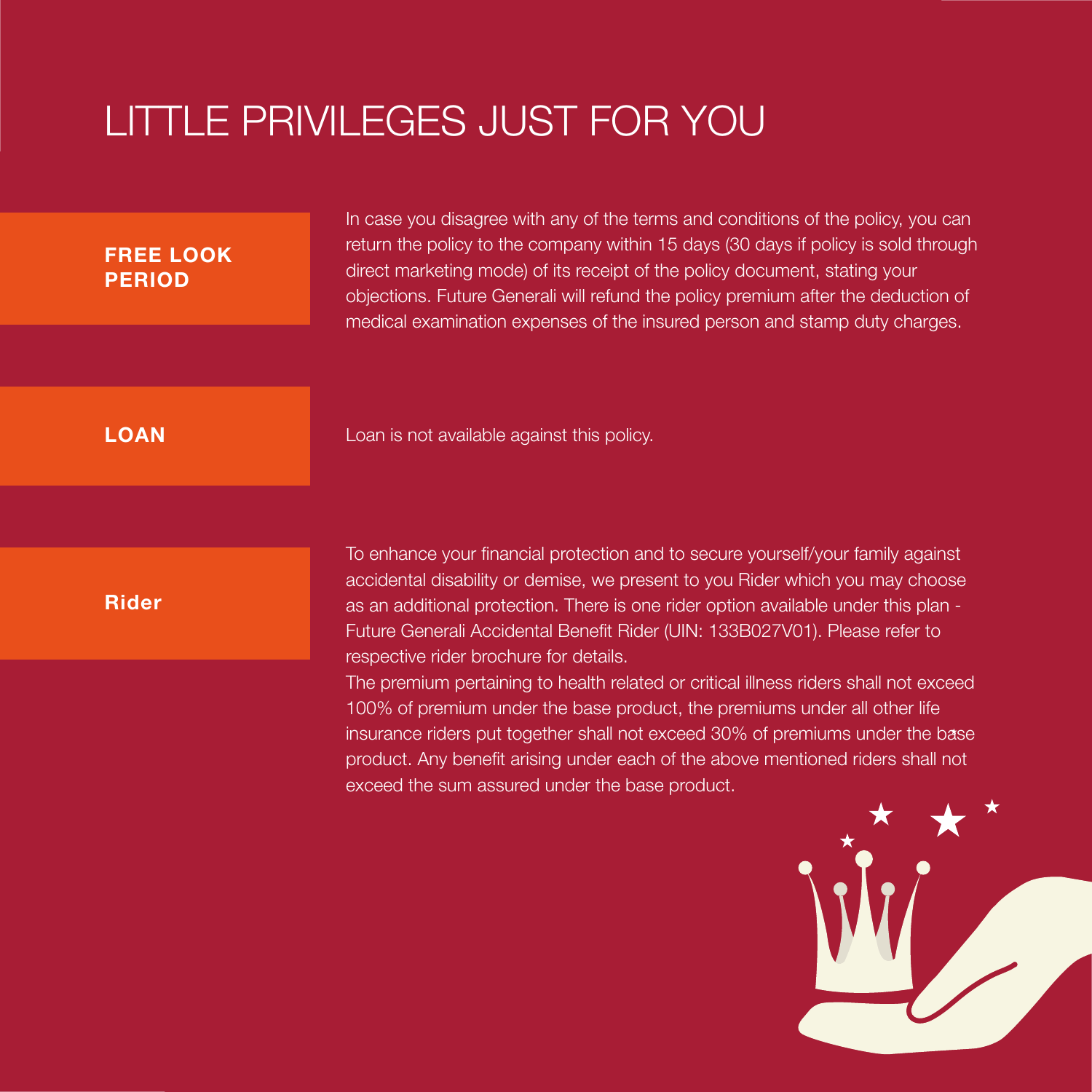# LITTLE PRIVILEGES JUST FOR YOU

**FREE LOOK PERIOD**

In case you disagree with any of the terms and conditions of the policy, you can return the policy to the company within 15 days (30 days if policy is sold through direct marketing mode) of its receipt of the policy document, stating your objections. Future Generali will refund the policy premium after the deduction of medical examination expenses of the insured person and stamp duty charges.

**LOAN**

Loan is not available against this policy.

**Rider**

To enhance your financial protection and to secure yourself/your family against accidental disability or demise, we present to you Rider which you may choose as an additional protection. There is one rider option available under this plan - Future Generali Accidental Benefit Rider (UIN: 133B027V01). Please refer to respective rider brochure for details.

The premium pertaining to health related or critical illness riders shall not exceed 100% of premium under the base product, the premiums under all other life insurance riders put together shall not exceed 30% of premiums under the base product. Any benefit arising under each of the above mentioned riders shall not exceed the sum assured under the base product.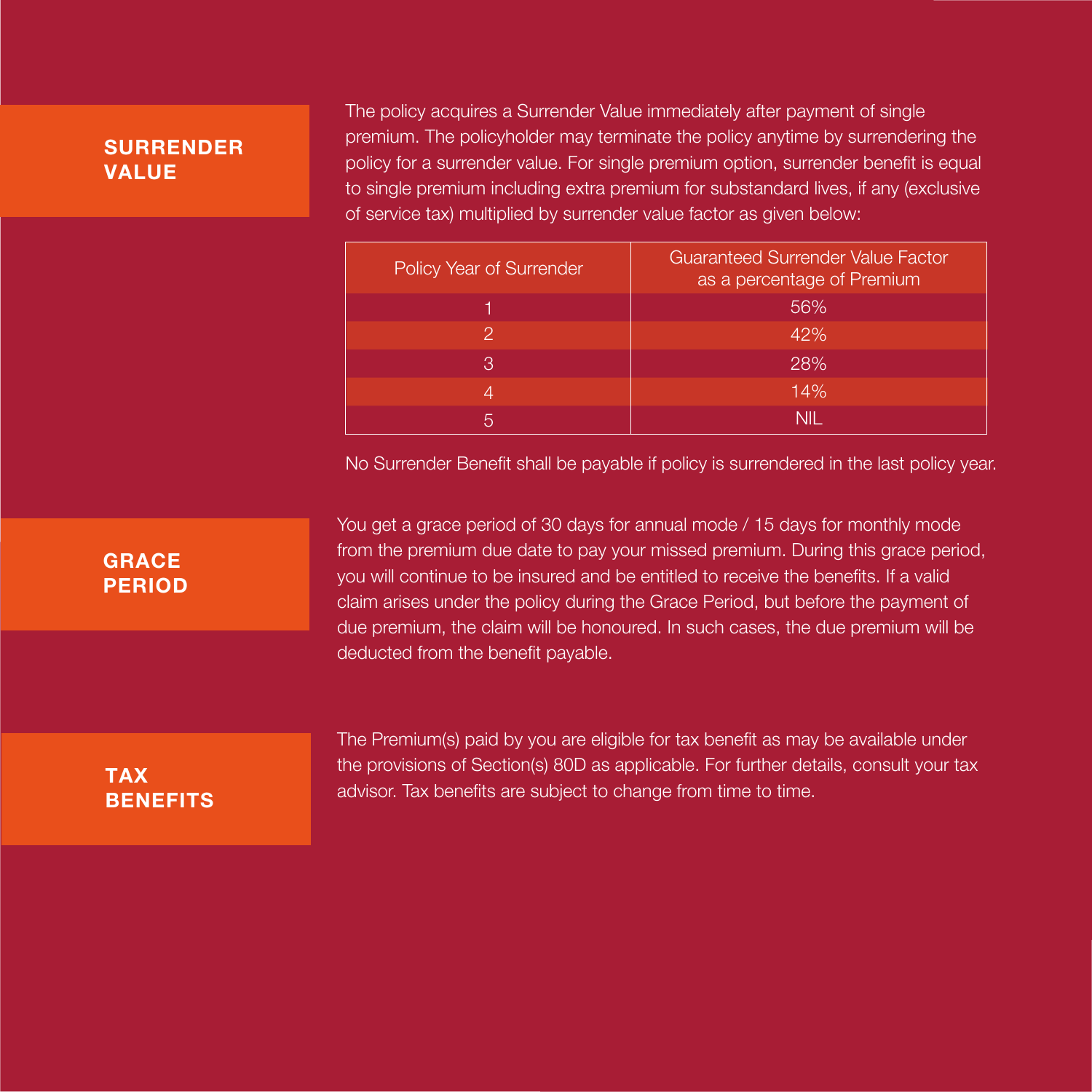## SURRENDER VALUE

The policy acquires a Surrender Value immediately after payment of single premium. The policyholder may terminate the policy anytime by surrendering the policy for a surrender value. For single premium option, surrender benefit is equal to single premium including extra premium for substandard lives, if any (exclusive of service tax) multiplied by surrender value factor as given below:

| Policy Year of Surrender | Guaranteed Surrender Value Factor as a percentage of Premium |
|---|---|
| 1 | 56% |
| 2 | 42% |
| 3 | 28% |
| 4 | 14% |
| 5 | NIL |

No Surrender Benefit shall be payable if policy is surrendered in the last policy year.

## GRACE PERIOD

You get a grace period of 30 days for annual mode / 15 days for monthly mode from the premium due date to pay your missed premium. During this grace period, you will continue to be insured and be entitled to receive the benefits. If a valid claim arises under the policy during the Grace Period, but before the payment of due premium, the claim will be honoured. In such cases, the due premium will be deducted from the benefit payable.

## TAX BENEFITS

The Premium(s) paid by you are eligible for tax benefit as may be available under the provisions of Section(s) 80D as applicable. For further details, consult your tax advisor. Tax benefits are subject to change from time to time.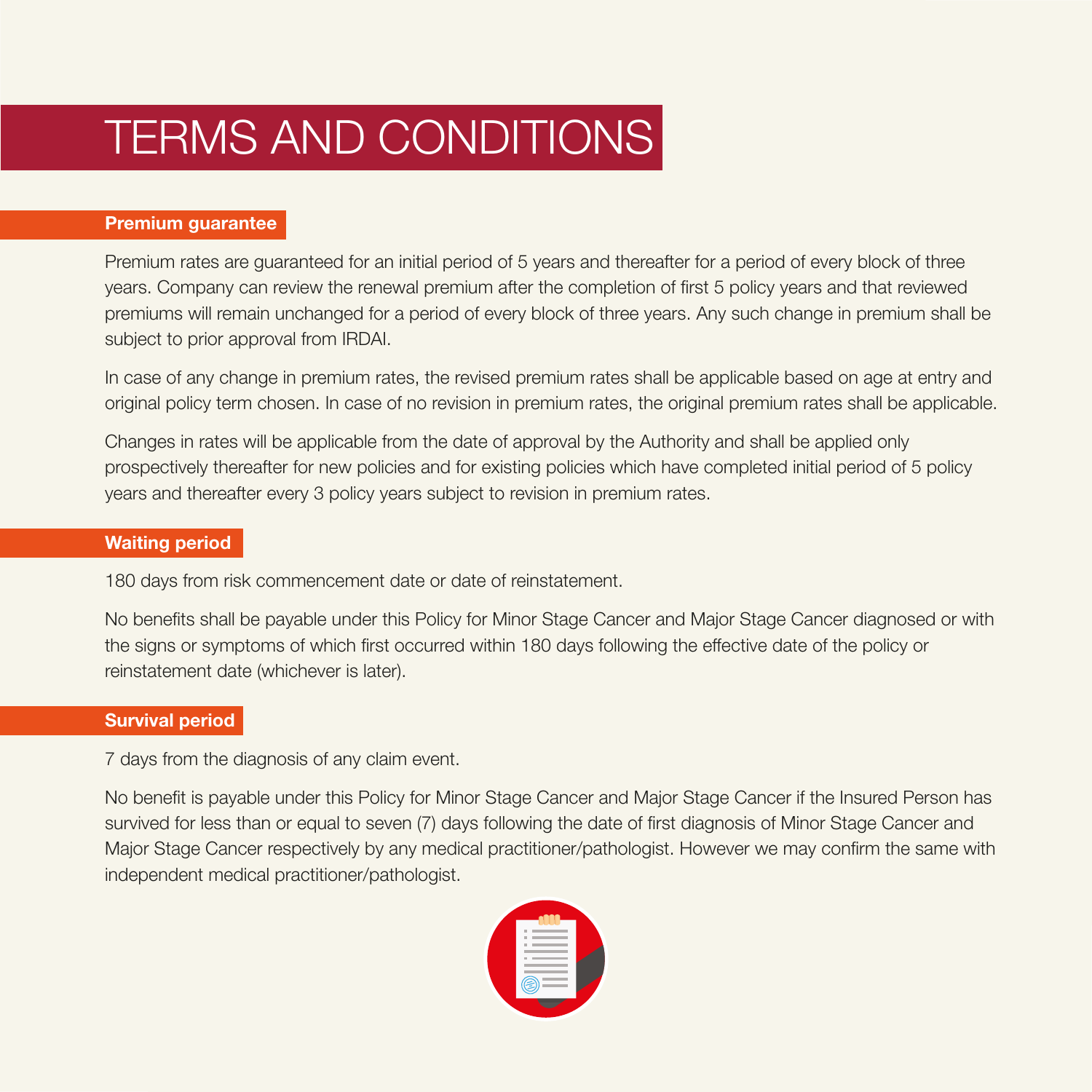# TERMS AND CONDITIONS

## Premium guarantee

Premium rates are guaranteed for an initial period of 5 years and thereafter for a period of every block of three years. Company can review the renewal premium after the completion of first 5 policy years and that reviewed premiums will remain unchanged for a period of every block of three years. Any such change in premium shall be subject to prior approval from IRDAI.

In case of any change in premium rates, the revised premium rates shall be applicable based on age at entry and original policy term chosen. In case of no revision in premium rates, the original premium rates shall be applicable.

Changes in rates will be applicable from the date of approval by the Authority and shall be applied only prospectively thereafter for new policies and for existing policies which have completed initial period of 5 policy years and thereafter every 3 policy years subject to revision in premium rates.

## Waiting period

180 days from risk commencement date or date of reinstatement.

No benefits shall be payable under this Policy for Minor Stage Cancer and Major Stage Cancer diagnosed or with the signs or symptoms of which first occurred within 180 days following the effective date of the policy or reinstatement date (whichever is later).

## Survival period

7 days from the diagnosis of any claim event.

No benefit is payable under this Policy for Minor Stage Cancer and Major Stage Cancer if the Insured Person has survived for less than or equal to seven (7) days following the date of first diagnosis of Minor Stage Cancer and Major Stage Cancer respectively by any medical practitioner/pathologist. However we may confirm the same with independent medical practitioner/pathologist.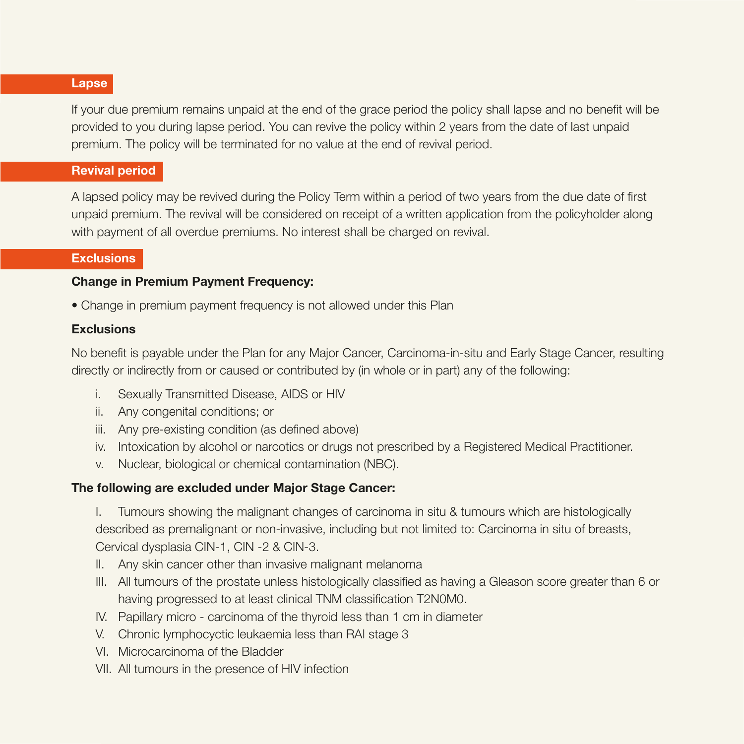## Lapse

If your due premium remains unpaid at the end of the grace period the policy shall lapse and no benefit will be provided to you during lapse period. You can revive the policy within 2 years from the date of last unpaid premium. The policy will be terminated for no value at the end of revival period.

## Revival period

A lapsed policy may be revived during the Policy Term within a period of two years from the due date of first unpaid premium. The revival will be considered on receipt of a written application from the policyholder along with payment of all overdue premiums. No interest shall be charged on revival.

## Exclusions

**Change in Premium Payment Frequency:**

- Change in premium payment frequency is not allowed under this Plan

**Exclusions**

No benefit is payable under the Plan for any Major Cancer, Carcinoma-in-situ and Early Stage Cancer, resulting directly or indirectly from or caused or contributed by (in whole or in part) any of the following:

i. Sexually Transmitted Disease, AIDS or HIV
ii. Any congenital conditions; or
iii. Any pre-existing condition (as defined above)
iv. Intoxication by alcohol or narcotics or drugs not prescribed by a Registered Medical Practitioner.
v. Nuclear, biological or chemical contamination (NBC).

**The following are excluded under Major Stage Cancer:**

I. Tumours showing the malignant changes of carcinoma in situ & tumours which are histologically described as premalignant or non-invasive, including but not limited to: Carcinoma in situ of breasts, Cervical dysplasia CIN-1, CIN -2 & CIN-3.
II. Any skin cancer other than invasive malignant melanoma
III. All tumours of the prostate unless histologically classified as having a Gleason score greater than 6 or having progressed to at least clinical TNM classification T2N0M0.
IV. Papillary micro - carcinoma of the thyroid less than 1 cm in diameter
V. Chronic lymphocyctic leukaemia less than RAI stage 3
VI. Microcarcinoma of the Bladder
VII. All tumours in the presence of HIV infection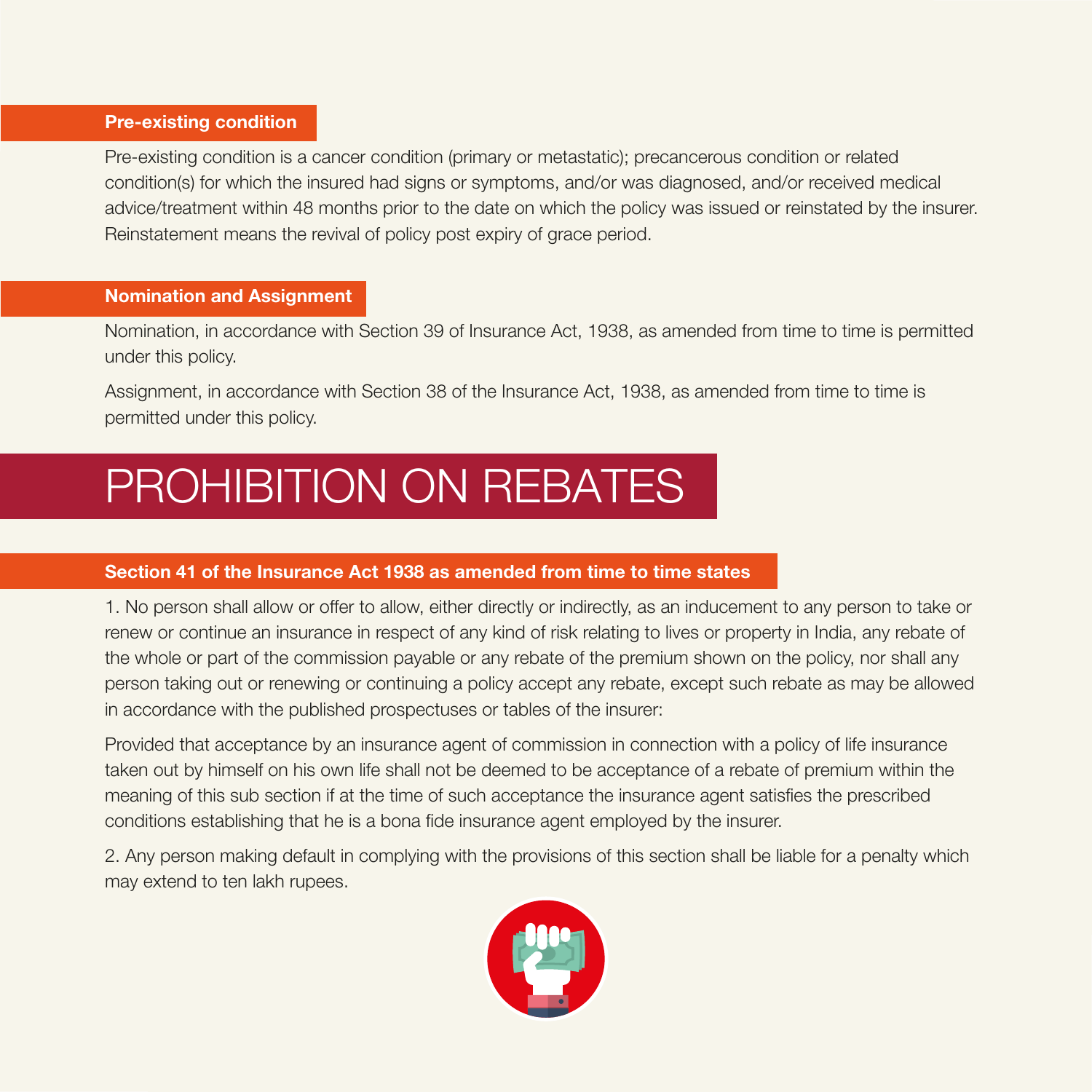### Pre-existing condition

Pre-existing condition is a cancer condition (primary or metastatic); precancerous condition or related condition(s) for which the insured had signs or symptoms, and/or was diagnosed, and/or received medical advice/treatment within 48 months prior to the date on which the policy was issued or reinstated by the insurer. Reinstatement means the revival of policy post expiry of grace period.

### Nomination and Assignment

Nomination, in accordance with Section 39 of Insurance Act, 1938, as amended from time to time is permitted under this policy.

Assignment, in accordance with Section 38 of the Insurance Act, 1938, as amended from time to time is permitted under this policy.

# PROHIBITION ON REBATES

### Section 41 of the Insurance Act 1938 as amended from time to time states

1. No person shall allow or offer to allow, either directly or indirectly, as an inducement to any person to take or renew or continue an insurance in respect of any kind of risk relating to lives or property in India, any rebate of the whole or part of the commission payable or any rebate of the premium shown on the policy, nor shall any person taking out or renewing or continuing a policy accept any rebate, except such rebate as may be allowed in accordance with the published prospectuses or tables of the insurer:

Provided that acceptance by an insurance agent of commission in connection with a policy of life insurance taken out by himself on his own life shall not be deemed to be acceptance of a rebate of premium within the meaning of this sub section if at the time of such acceptance the insurance agent satisfies the prescribed conditions establishing that he is a bona fide insurance agent employed by the insurer.

2. Any person making default in complying with the provisions of this section shall be liable for a penalty which may extend to ten lakh rupees.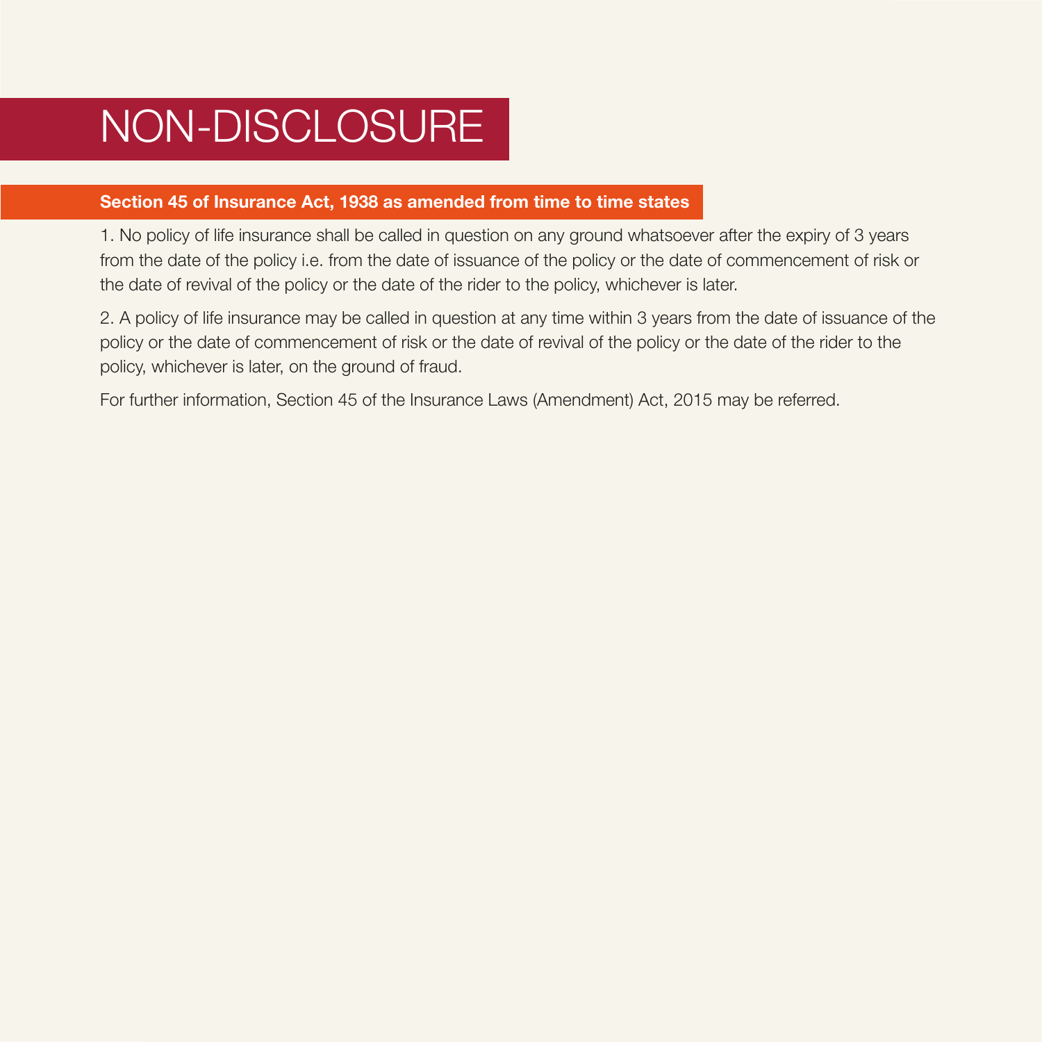# NON-DISCLOSURE

## Section 45 of Insurance Act, 1938 as amended from time to time states

1. No policy of life insurance shall be called in question on any ground whatsoever after the expiry of 3 years from the date of the policy i.e. from the date of issuance of the policy or the date of commencement of risk or the date of revival of the policy or the date of the rider to the policy, whichever is later.

2. A policy of life insurance may be called in question at any time within 3 years from the date of issuance of the policy or the date of commencement of risk or the date of revival of the policy or the date of the rider to the policy, whichever is later, on the ground of fraud.

For further information, Section 45 of the Insurance Laws (Amendment) Act, 2015 may be referred.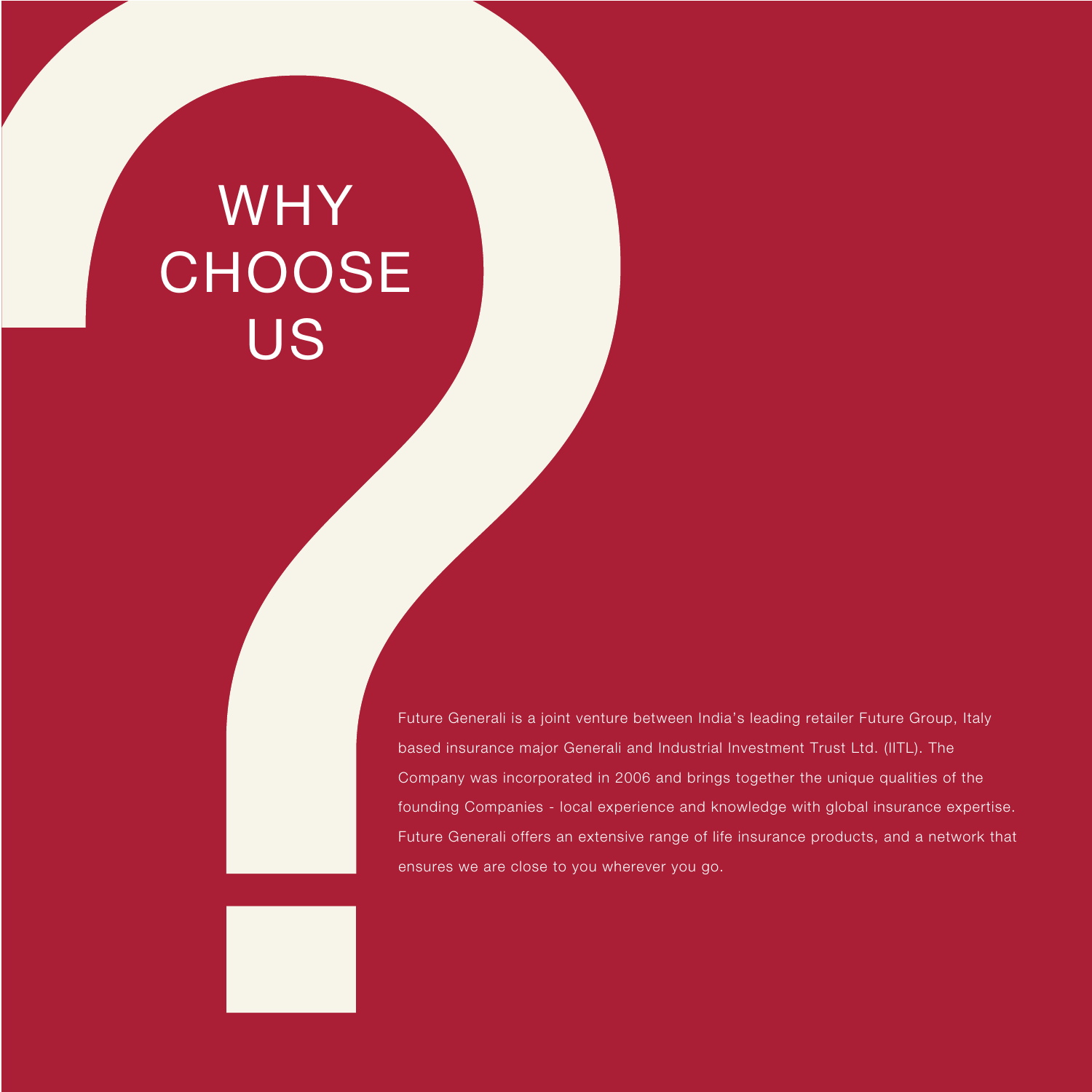# WHY CHOOSE US

Future Generali is a joint venture between India's leading retailer Future Group, Italy based insurance major Generali and Industrial Investment Trust Ltd. (IITL). The Company was incorporated in 2006 and brings together the unique qualities of the founding Companies - local experience and knowledge with global insurance expertise. Future Generali offers an extensive range of life insurance products, and a network that ensures we are close to you wherever you go.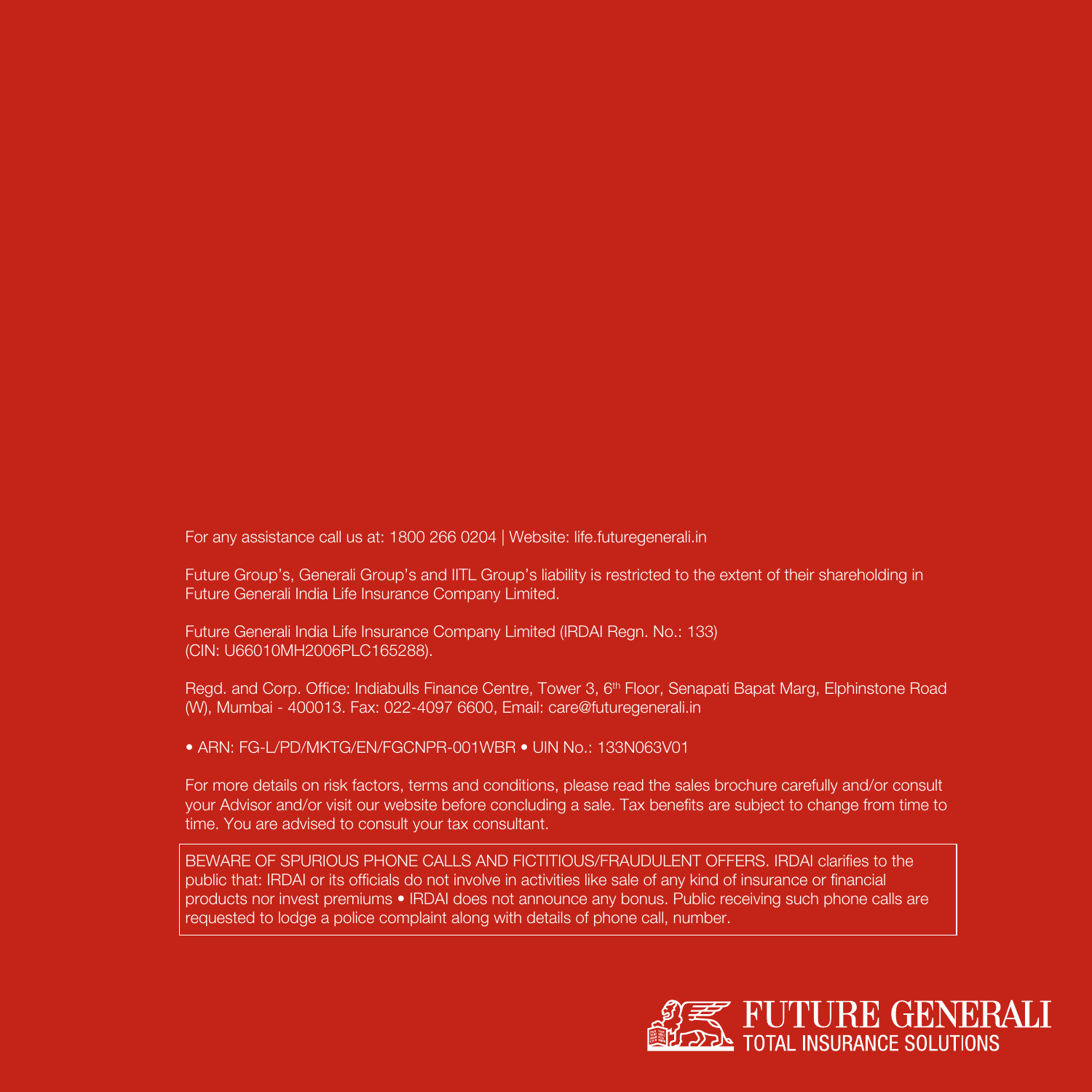For any assistance call us at: 1800 266 0204 | Website: life.futuregenerali.in

Future Group's, Generali Group's and IITL Group's liability is restricted to the extent of their shareholding in Future Generali India Life Insurance Company Limited.

Future Generali India Life Insurance Company Limited (IRDAI Regn. No.: 133) (CIN: U66010MH2006PLC165288).

Regd. and Corp. Office: Indiabulls Finance Centre, Tower 3, 6th Floor, Senapati Bapat Marg, Elphinstone Road (W), Mumbai - 400013. Fax: 022-4097 6600, Email: care@futuregenerali.in

• ARN: FG-L/PD/MKTG/EN/FGCNPR-001WBR • UIN No.: 133N063V01

For more details on risk factors, terms and conditions, please read the sales brochure carefully and/or consult your Advisor and/or visit our website before concluding a sale. Tax benefits are subject to change from time to time. You are advised to consult your tax consultant.

BEWARE OF SPURIOUS PHONE CALLS AND FICTITIOUS/FRAUDULENT OFFERS. IRDAI clarifies to the public that: IRDAI or its officials do not involve in activities like sale of any kind of insurance or financial products nor invest premiums • IRDAI does not announce any bonus. Public receiving such phone calls are requested to lodge a police complaint along with details of phone call, number.

FUTURE GENERALI
TOTAL INSURANCE SOLUTIONS